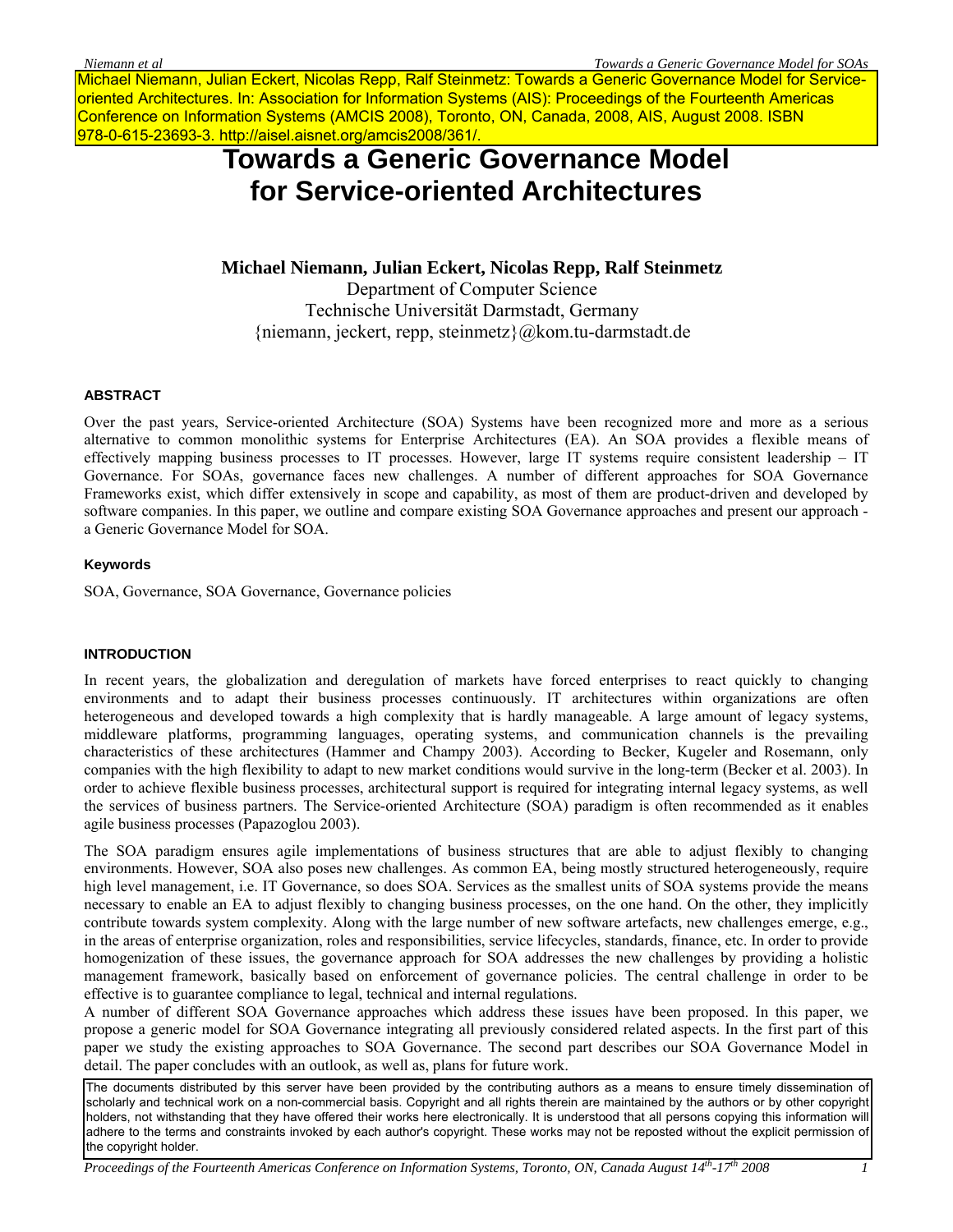Michael Niemann, Julian Eckert, Nicolas Repp, Ralf Steinmetz: Towards a Generic Governance Model for Service-oriented Architectures. In: Association for Information Systems (AIS): Proceedings of the Fourteenth Americas Conference on Information Systems (AMCIS 2008), Toronto, ON, Canada, 2008, AIS, August 2008. ISBN 978-0-615-23693-3. http://aisel.aisnet.org/amcis2008/361/.

# Towards a Generic Governance Model for Service-oriented Architectures

**Michael Niemann, Julian Eckert, Nicolas Repp, Ralf Steinmetz**

Department of Computer Science
Technische Universität Darmstadt, Germany
{niemann, jeckert, repp, steinmetz}@kom.tu-darmstadt.de

## ABSTRACT

Over the past years, Service-oriented Architecture (SOA) Systems have been recognized more and more as a serious alternative to common monolithic systems for Enterprise Architectures (EA). An SOA provides a flexible means of effectively mapping business processes to IT processes. However, large IT systems require consistent leadership – IT Governance. For SOAs, governance faces new challenges. A number of different approaches for SOA Governance Frameworks exist, which differ extensively in scope and capability, as most of them are product-driven and developed by software companies. In this paper, we outline and compare existing SOA Governance approaches and present our approach - a Generic Governance Model for SOA.

### Keywords

SOA, Governance, SOA Governance, Governance policies

## INTRODUCTION

In recent years, the globalization and deregulation of markets have forced enterprises to react quickly to changing environments and to adapt their business processes continuously. IT architectures within organizations are often heterogeneous and developed towards a high complexity that is hardly manageable. A large amount of legacy systems, middleware platforms, programming languages, operating systems, and communication channels is the prevailing characteristics of these architectures (Hammer and Champy 2003). According to Becker, Kugeler and Rosemann, only companies with the high flexibility to adapt to new market conditions would survive in the long-term (Becker et al. 2003). In order to achieve flexible business processes, architectural support is required for integrating internal legacy systems, as well the services of business partners. The Service-oriented Architecture (SOA) paradigm is often recommended as it enables agile business processes (Papazoglou 2003).

The SOA paradigm ensures agile implementations of business structures that are able to adjust flexibly to changing environments. However, SOA also poses new challenges. As common EA, being mostly structured heterogeneously, require high level management, i.e. IT Governance, so does SOA. Services as the smallest units of SOA systems provide the means necessary to enable an EA to adjust flexibly to changing business processes, on the one hand. On the other, they implicitly contribute towards system complexity. Along with the large number of new software artefacts, new challenges emerge, e.g., in the areas of enterprise organization, roles and responsibilities, service lifecycles, standards, finance, etc. In order to provide homogenization of these issues, the governance approach for SOA addresses the new challenges by providing a holistic management framework, basically based on enforcement of governance policies. The central challenge in order to be effective is to guarantee compliance to legal, technical and internal regulations.

A number of different SOA Governance approaches which address these issues have been proposed. In this paper, we propose a generic model for SOA Governance integrating all previously considered related aspects. In the first part of this paper we study the existing approaches to SOA Governance. The second part describes our SOA Governance Model in detail. The paper concludes with an outlook, as well as, plans for future work.

The documents distributed by this server have been provided by the contributing authors as a means to ensure timely dissemination of scholarly and technical work on a non-commercial basis. Copyright and all rights therein are maintained by the authors or by other copyright holders, not withstanding that they have offered their works here electronically. It is understood that all persons copying this information will adhere to the terms and constraints invoked by each author's copyright. These works may not be reposted without the explicit permission of the copyright holder.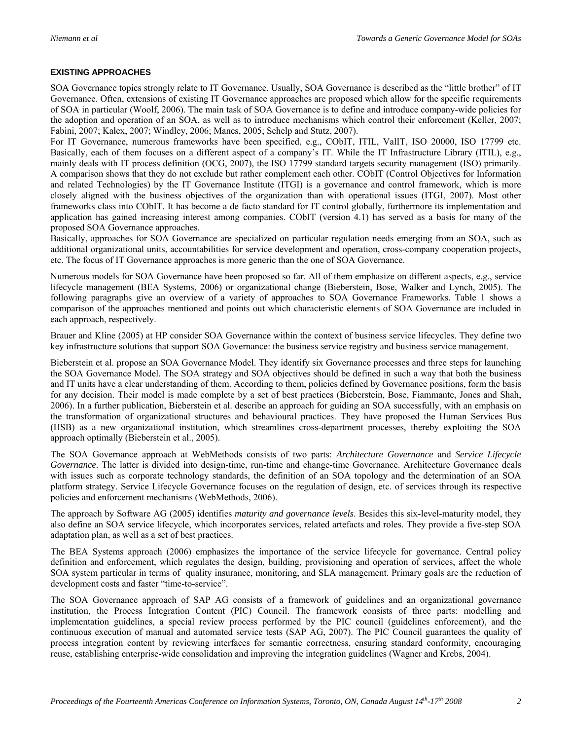### EXISTING APPROACHES

SOA Governance topics strongly relate to IT Governance. Usually, SOA Governance is described as the "little brother" of IT Governance. Often, extensions of existing IT Governance approaches are proposed which allow for the specific requirements of SOA in particular (Woolf, 2006). The main task of SOA Governance is to define and introduce company-wide policies for the adoption and operation of an SOA, as well as to introduce mechanisms which control their enforcement (Keller, 2007; Fabini, 2007; Kalex, 2007; Windley, 2006; Manes, 2005; Schelp and Stutz, 2007).

For IT Governance, numerous frameworks have been specified, e.g., CObIT, ITIL, ValIT, ISO 20000, ISO 17799 etc. Basically, each of them focuses on a different aspect of a company's IT. While the IT Infrastructure Library (ITIL), e.g., mainly deals with IT process definition (OCG, 2007), the ISO 17799 standard targets security management (ISO) primarily. A comparison shows that they do not exclude but rather complement each other. CObIT (Control Objectives for Information and related Technologies) by the IT Governance Institute (ITGI) is a governance and control framework, which is more closely aligned with the business objectives of the organization than with operational issues (ITGI, 2007). Most other frameworks class into CObIT. It has become a de facto standard for IT control globally, furthermore its implementation and application has gained increasing interest among companies. CObIT (version 4.1) has served as a basis for many of the proposed SOA Governance approaches.

Basically, approaches for SOA Governance are specialized on particular regulation needs emerging from an SOA, such as additional organizational units, accountabilities for service development and operation, cross-company cooperation projects, etc. The focus of IT Governance approaches is more generic than the one of SOA Governance.

Numerous models for SOA Governance have been proposed so far. All of them emphasize on different aspects, e.g., service lifecycle management (BEA Systems, 2006) or organizational change (Bieberstein, Bose, Walker and Lynch, 2005). The following paragraphs give an overview of a variety of approaches to SOA Governance Frameworks. Table 1 shows a comparison of the approaches mentioned and points out which characteristic elements of SOA Governance are included in each approach, respectively.

Brauer and Kline (2005) at HP consider SOA Governance within the context of business service lifecycles. They define two key infrastructure solutions that support SOA Governance: the business service registry and business service management.

Bieberstein et al. propose an SOA Governance Model. They identify six Governance processes and three steps for launching the SOA Governance Model. The SOA strategy and SOA objectives should be defined in such a way that both the business and IT units have a clear understanding of them. According to them, policies defined by Governance positions, form the basis for any decision. Their model is made complete by a set of best practices (Bieberstein, Bose, Fiammante, Jones and Shah, 2006). In a further publication, Bieberstein et al. describe an approach for guiding an SOA successfully, with an emphasis on the transformation of organizational structures and behavioural practices. They have proposed the Human Services Bus (HSB) as a new organizational institution, which streamlines cross-department processes, thereby exploiting the SOA approach optimally (Bieberstein et al., 2005).

The SOA Governance approach at WebMethods consists of two parts: *Architecture Governance* and *Service Lifecycle Governance*. The latter is divided into design-time, run-time and change-time Governance. Architecture Governance deals with issues such as corporate technology standards, the definition of an SOA topology and the determination of an SOA platform strategy. Service Lifecycle Governance focuses on the regulation of design, etc. of services through its respective policies and enforcement mechanisms (WebMethods, 2006).

The approach by Software AG (2005) identifies *maturity and governance levels*. Besides this six-level-maturity model, they also define an SOA service lifecycle, which incorporates services, related artefacts and roles. They provide a five-step SOA adaptation plan, as well as a set of best practices.

The BEA Systems approach (2006) emphasizes the importance of the service lifecycle for governance. Central policy definition and enforcement, which regulates the design, building, provisioning and operation of services, affect the whole SOA system particular in terms of quality insurance, monitoring, and SLA management. Primary goals are the reduction of development costs and faster "time-to-service".

The SOA Governance approach of SAP AG consists of a framework of guidelines and an organizational governance institution, the Process Integration Content (PIC) Council. The framework consists of three parts: modelling and implementation guidelines, a special review process performed by the PIC council (guidelines enforcement), and the continuous execution of manual and automated service tests (SAP AG, 2007). The PIC Council guarantees the quality of process integration content by reviewing interfaces for semantic correctness, ensuring standard conformity, encouraging reuse, establishing enterprise-wide consolidation and improving the integration guidelines (Wagner and Krebs, 2004).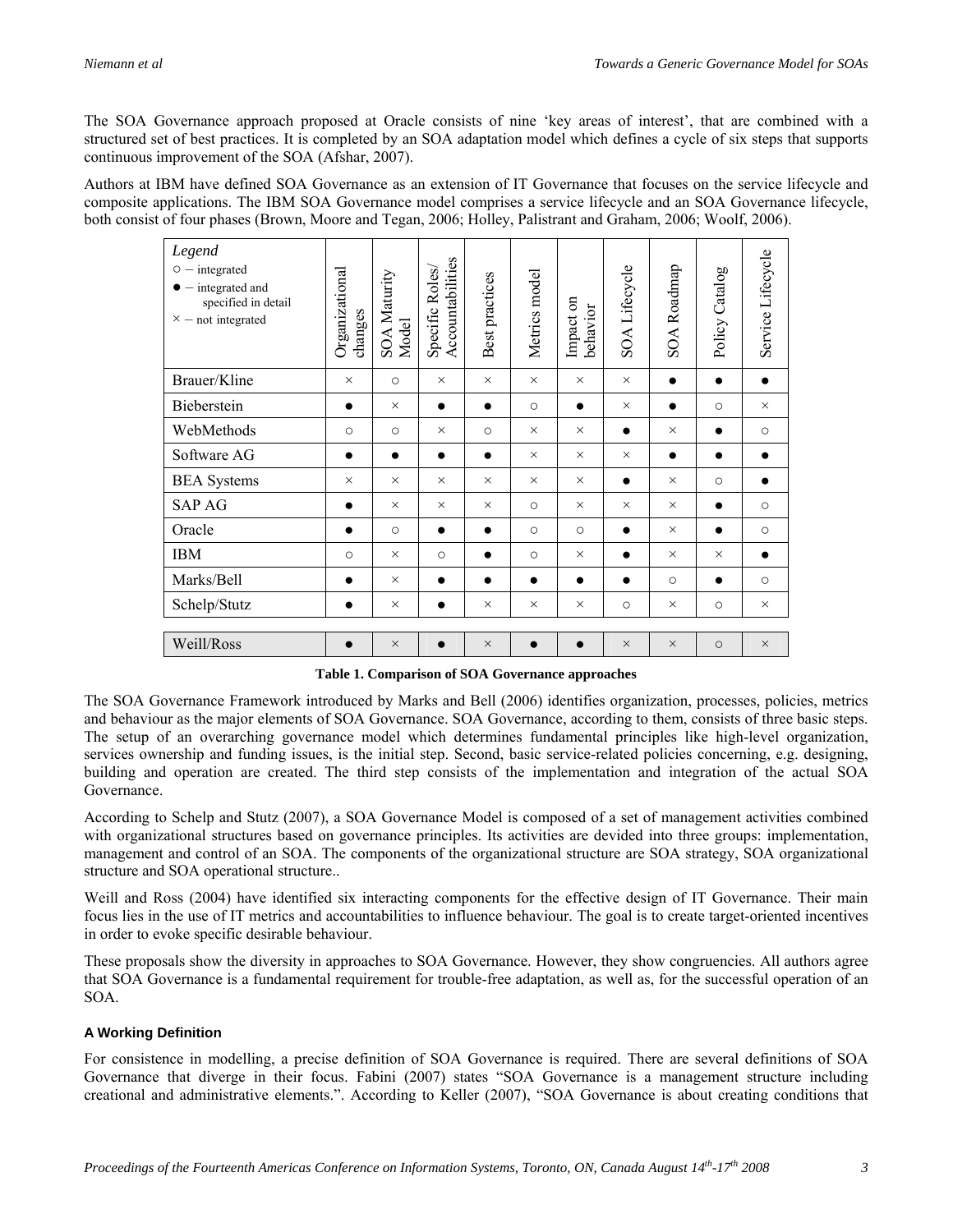The SOA Governance approach proposed at Oracle consists of nine 'key areas of interest', that are combined with a structured set of best practices. It is completed by an SOA adaptation model which defines a cycle of six steps that supports continuous improvement of the SOA (Afshar, 2007).

Authors at IBM have defined SOA Governance as an extension of IT Governance that focuses on the service lifecycle and composite applications. The IBM SOA Governance model comprises a service lifecycle and an SOA Governance lifecycle, both consist of four phases (Brown, Moore and Tegan, 2006; Holley, Palistrant and Graham, 2006; Woolf, 2006).

| *Legend* ○ – integrated ● – integrated and specified in detail × – not integrated | Organizational changes | SOA Maturity Model | Specific Roles/ Accountabilities | Best practices | Metrics model | Impact on behavior | SOA Lifecycle | SOA Roadmap | Policy Catalog | Service Lifecycle |
|---|---|---|---|---|---|---|---|---|---|---|
| Brauer/Kline | × | ○ | × | × | × | × | × | ● | ● | ● |
| Bieberstein | ● | × | ● | ● | ○ | ● | × | ● | ○ | × |
| WebMethods | ○ | ○ | × | ○ | × | × | ● | × | ● | ○ |
| Software AG | ● | ● | ● | ● | × | × | × | ● | ● | ● |
| BEA Systems | × | × | × | × | × | × | ● | × | ○ | ● |
| SAP AG | ● | × | × | × | ○ | × | × | × | ● | ○ |
| Oracle | ● | ○ | ● | ● | ○ | ○ | ● | × | ● | ○ |
| IBM | ○ | × | ○ | ● | ○ | × | ● | × | × | ● |
| Marks/Bell | ● | × | ● | ● | ● | ● | ● | ○ | ● | ○ |
| Schelp/Stutz | ● | × | ● | × | × | × | ○ | × | ○ | × |
| Weill/Ross | ● | × | ● | × | ● | ● | × | × | ○ | × |

**Table 1. Comparison of SOA Governance approaches**

The SOA Governance Framework introduced by Marks and Bell (2006) identifies organization, processes, policies, metrics and behaviour as the major elements of SOA Governance. SOA Governance, according to them, consists of three basic steps. The setup of an overarching governance model which determines fundamental principles like high-level organization, services ownership and funding issues, is the initial step. Second, basic service-related policies concerning, e.g. designing, building and operation are created. The third step consists of the implementation and integration of the actual SOA Governance.

According to Schelp and Stutz (2007), a SOA Governance Model is composed of a set of management activities combined with organizational structures based on governance principles. Its activities are devided into three groups: implementation, management and control of an SOA. The components of the organizational structure are SOA strategy, SOA organizational structure and SOA operational structure..

Weill and Ross (2004) have identified six interacting components for the effective design of IT Governance. Their main focus lies in the use of IT metrics and accountabilities to influence behaviour. The goal is to create target-oriented incentives in order to evoke specific desirable behaviour.

These proposals show the diversity in approaches to SOA Governance. However, they show congruencies. All authors agree that SOA Governance is a fundamental requirement for trouble-free adaptation, as well as, for the successful operation of an SOA.

### A Working Definition

For consistence in modelling, a precise definition of SOA Governance is required. There are several definitions of SOA Governance that diverge in their focus. Fabini (2007) states "SOA Governance is a management structure including creational and administrative elements.". According to Keller (2007), "SOA Governance is about creating conditions that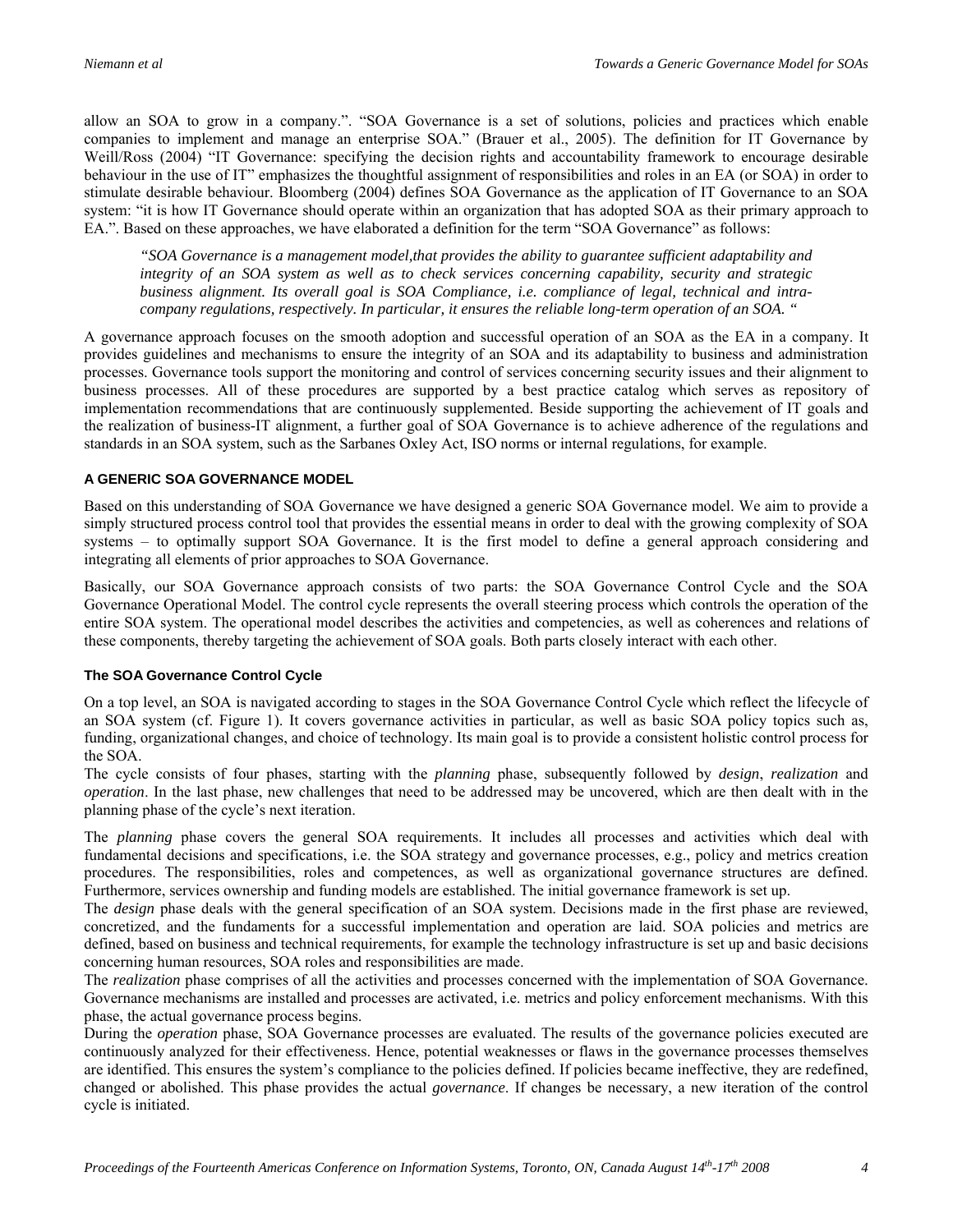allow an SOA to grow in a company.". "SOA Governance is a set of solutions, policies and practices which enable companies to implement and manage an enterprise SOA." (Brauer et al., 2005). The definition for IT Governance by Weill/Ross (2004) "IT Governance: specifying the decision rights and accountability framework to encourage desirable behaviour in the use of IT" emphasizes the thoughtful assignment of responsibilities and roles in an EA (or SOA) in order to stimulate desirable behaviour. Bloomberg (2004) defines SOA Governance as the application of IT Governance to an SOA system: "it is how IT Governance should operate within an organization that has adopted SOA as their primary approach to EA.". Based on these approaches, we have elaborated a definition for the term "SOA Governance" as follows:

> *"SOA Governance is a management model,that provides the ability to guarantee sufficient adaptability and integrity of an SOA system as well as to check services concerning capability, security and strategic business alignment. Its overall goal is SOA Compliance, i.e. compliance of legal, technical and intra-company regulations, respectively. In particular, it ensures the reliable long-term operation of an SOA. "*

A governance approach focuses on the smooth adoption and successful operation of an SOA as the EA in a company. It provides guidelines and mechanisms to ensure the integrity of an SOA and its adaptability to business and administration processes. Governance tools support the monitoring and control of services concerning security issues and their alignment to business processes. All of these procedures are supported by a best practice catalog which serves as repository of implementation recommendations that are continuously supplemented. Beside supporting the achievement of IT goals and the realization of business-IT alignment, a further goal of SOA Governance is to achieve adherence of the regulations and standards in an SOA system, such as the Sarbanes Oxley Act, ISO norms or internal regulations, for example.

## A GENERIC SOA GOVERNANCE MODEL

Based on this understanding of SOA Governance we have designed a generic SOA Governance model. We aim to provide a simply structured process control tool that provides the essential means in order to deal with the growing complexity of SOA systems – to optimally support SOA Governance. It is the first model to define a general approach considering and integrating all elements of prior approaches to SOA Governance.

Basically, our SOA Governance approach consists of two parts: the SOA Governance Control Cycle and the SOA Governance Operational Model. The control cycle represents the overall steering process which controls the operation of the entire SOA system. The operational model describes the activities and competencies, as well as coherences and relations of these components, thereby targeting the achievement of SOA goals. Both parts closely interact with each other.

### The SOA Governance Control Cycle

On a top level, an SOA is navigated according to stages in the SOA Governance Control Cycle which reflect the lifecycle of an SOA system (cf. Figure 1). It covers governance activities in particular, as well as basic SOA policy topics such as, funding, organizational changes, and choice of technology. Its main goal is to provide a consistent holistic control process for the SOA.

The cycle consists of four phases, starting with the *planning* phase, subsequently followed by *design*, *realization* and *operation*. In the last phase, new challenges that need to be addressed may be uncovered, which are then dealt with in the planning phase of the cycle's next iteration.

The *planning* phase covers the general SOA requirements. It includes all processes and activities which deal with fundamental decisions and specifications, i.e. the SOA strategy and governance processes, e.g., policy and metrics creation procedures. The responsibilities, roles and competences, as well as organizational governance structures are defined. Furthermore, services ownership and funding models are established. The initial governance framework is set up.

The *design* phase deals with the general specification of an SOA system. Decisions made in the first phase are reviewed, concretized, and the fundaments for a successful implementation and operation are laid. SOA policies and metrics are defined, based on business and technical requirements, for example the technology infrastructure is set up and basic decisions concerning human resources, SOA roles and responsibilities are made.

The *realization* phase comprises of all the activities and processes concerned with the implementation of SOA Governance. Governance mechanisms are installed and processes are activated, i.e. metrics and policy enforcement mechanisms. With this phase, the actual governance process begins.

During the *operation* phase, SOA Governance processes are evaluated. The results of the governance policies executed are continuously analyzed for their effectiveness. Hence, potential weaknesses or flaws in the governance processes themselves are identified. This ensures the system's compliance to the policies defined. If policies became ineffective, they are redefined, changed or abolished. This phase provides the actual *governance*. If changes be necessary, a new iteration of the control cycle is initiated.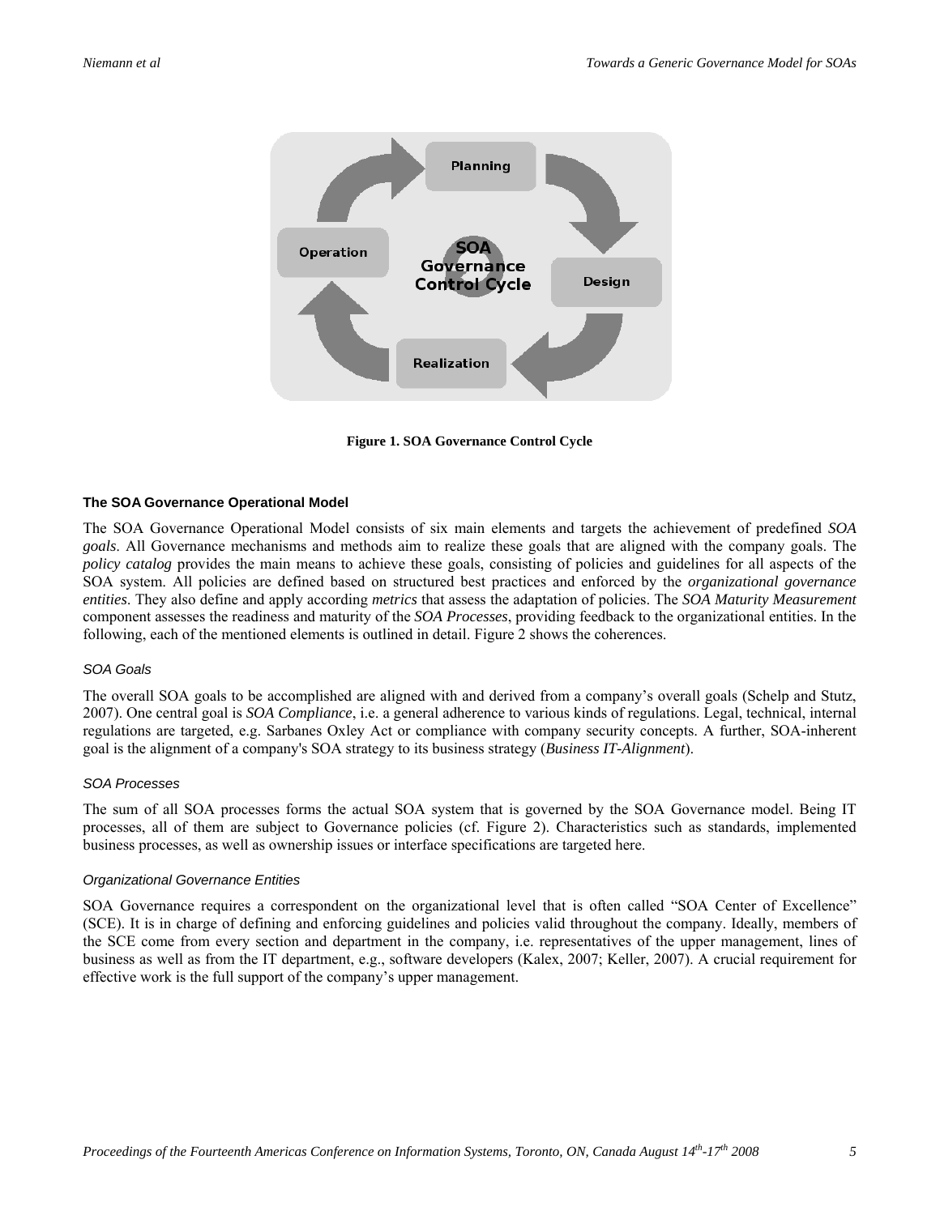**Figure 1. SOA Governance Control Cycle**

### The SOA Governance Operational Model

The SOA Governance Operational Model consists of six main elements and targets the achievement of predefined *SOA goals*. All Governance mechanisms and methods aim to realize these goals that are aligned with the company goals. The *policy catalog* provides the main means to achieve these goals, consisting of policies and guidelines for all aspects of the SOA system. All policies are defined based on structured best practices and enforced by the *organizational governance entities*. They also define and apply according *metrics* that assess the adaptation of policies. The *SOA Maturity Measurement* component assesses the readiness and maturity of the *SOA Processes*, providing feedback to the organizational entities. In the following, each of the mentioned elements is outlined in detail. Figure 2 shows the coherences.

#### *SOA Goals*

The overall SOA goals to be accomplished are aligned with and derived from a company's overall goals (Schelp and Stutz, 2007). One central goal is *SOA Compliance*, i.e. a general adherence to various kinds of regulations. Legal, technical, internal regulations are targeted, e.g. Sarbanes Oxley Act or compliance with company security concepts. A further, SOA-inherent goal is the alignment of a company's SOA strategy to its business strategy (*Business IT-Alignment*).

#### *SOA Processes*

The sum of all SOA processes forms the actual SOA system that is governed by the SOA Governance model. Being IT processes, all of them are subject to Governance policies (cf. Figure 2). Characteristics such as standards, implemented business processes, as well as ownership issues or interface specifications are targeted here.

#### *Organizational Governance Entities*

SOA Governance requires a correspondent on the organizational level that is often called "SOA Center of Excellence" (SCE). It is in charge of defining and enforcing guidelines and policies valid throughout the company. Ideally, members of the SCE come from every section and department in the company, i.e. representatives of the upper management, lines of business as well as from the IT department, e.g., software developers (Kalex, 2007; Keller, 2007). A crucial requirement for effective work is the full support of the company's upper management.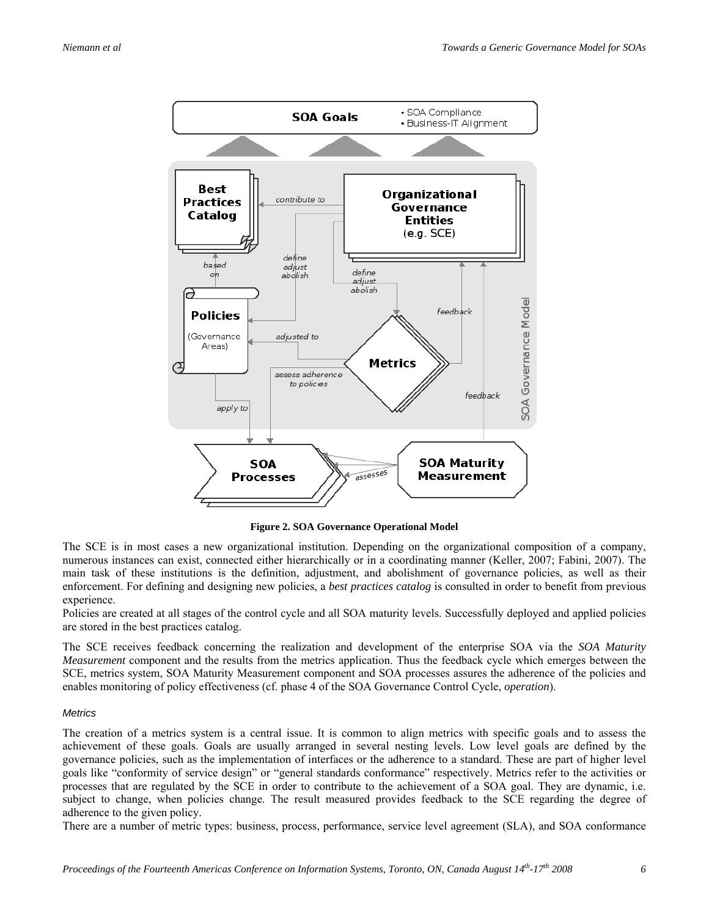Figure 2. SOA Governance Operational Model

The SCE is in most cases a new organizational institution. Depending on the organizational composition of a company, numerous instances can exist, connected either hierarchically or in a coordinating manner (Keller, 2007; Fabini, 2007). The main task of these institutions is the definition, adjustment, and abolishment of governance policies, as well as their enforcement. For defining and designing new policies, a *best practices catalog* is consulted in order to benefit from previous experience.

Policies are created at all stages of the control cycle and all SOA maturity levels. Successfully deployed and applied policies are stored in the best practices catalog.

The SCE receives feedback concerning the realization and development of the enterprise SOA via the *SOA Maturity Measurement* component and the results from the metrics application. Thus the feedback cycle which emerges between the SCE, metrics system, SOA Maturity Measurement component and SOA processes assures the adherence of the policies and enables monitoring of policy effectiveness (cf. phase 4 of the SOA Governance Control Cycle, *operation*).

#### *Metrics*

The creation of a metrics system is a central issue. It is common to align metrics with specific goals and to assess the achievement of these goals. Goals are usually arranged in several nesting levels. Low level goals are defined by the governance policies, such as the implementation of interfaces or the adherence to a standard. These are part of higher level goals like "conformity of service design" or "general standards conformance" respectively. Metrics refer to the activities or processes that are regulated by the SCE in order to contribute to the achievement of a SOA goal. They are dynamic, i.e. subject to change, when policies change. The result measured provides feedback to the SCE regarding the degree of adherence to the given policy.

There are a number of metric types: business, process, performance, service level agreement (SLA), and SOA conformance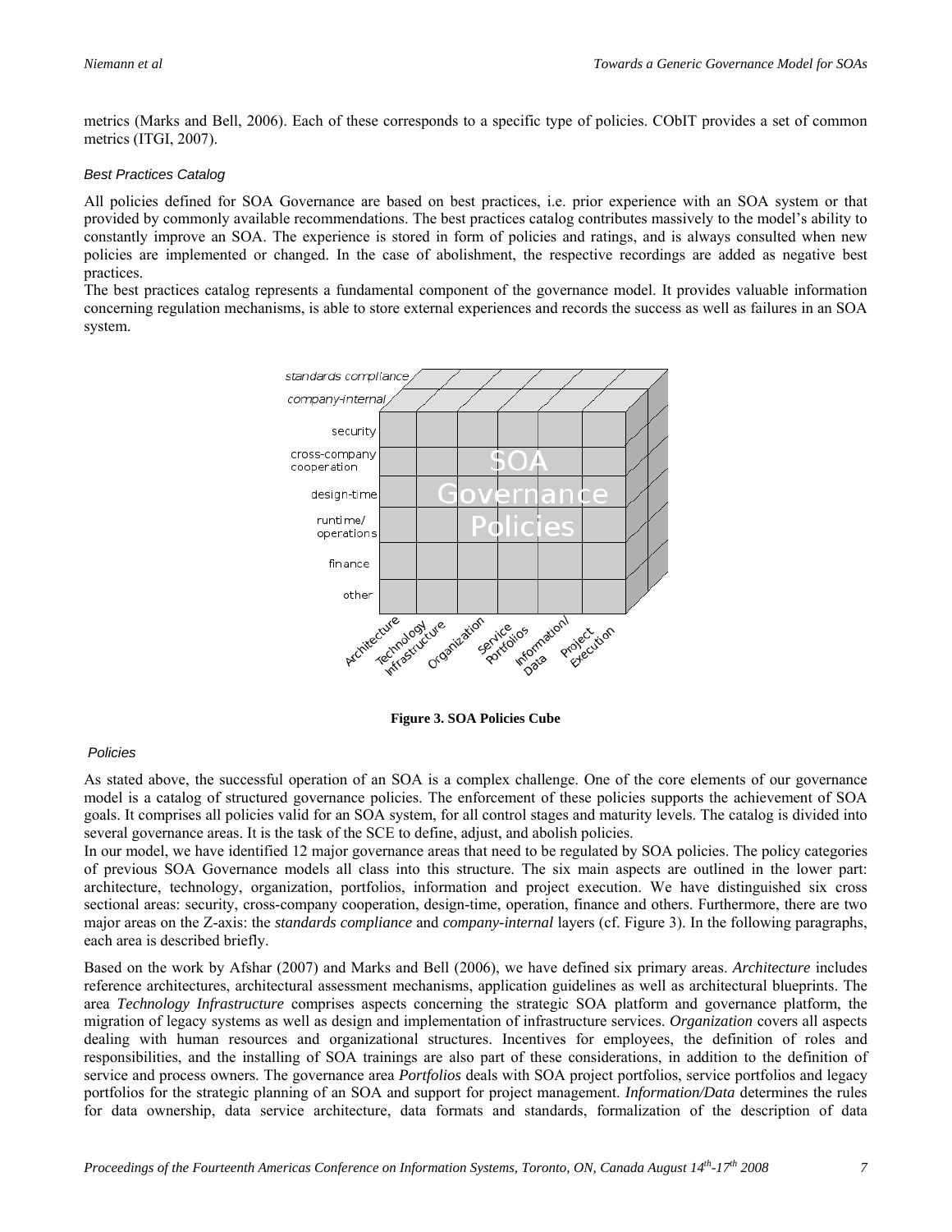metrics (Marks and Bell, 2006). Each of these corresponds to a specific type of policies. CObIT provides a set of common metrics (ITGI, 2007).

### *Best Practices Catalog*

All policies defined for SOA Governance are based on best practices, i.e. prior experience with an SOA system or that provided by commonly available recommendations. The best practices catalog contributes massively to the model's ability to constantly improve an SOA. The experience is stored in form of policies and ratings, and is always consulted when new policies are implemented or changed. In the case of abolishment, the respective recordings are added as negative best practices.

The best practices catalog represents a fundamental component of the governance model. It provides valuable information concerning regulation mechanisms, is able to store external experiences and records the success as well as failures in an SOA system.

**Figure 3. SOA Policies Cube**

### *Policies*

As stated above, the successful operation of an SOA is a complex challenge. One of the core elements of our governance model is a catalog of structured governance policies. The enforcement of these policies supports the achievement of SOA goals. It comprises all policies valid for an SOA system, for all control stages and maturity levels. The catalog is divided into several governance areas. It is the task of the SCE to define, adjust, and abolish policies.

In our model, we have identified 12 major governance areas that need to be regulated by SOA policies. The policy categories of previous SOA Governance models all class into this structure. The six main aspects are outlined in the lower part: architecture, technology, organization, portfolios, information and project execution. We have distinguished six cross sectional areas: security, cross-company cooperation, design-time, operation, finance and others. Furthermore, there are two major areas on the Z-axis: the *standards compliance* and *company-internal* layers (cf. Figure 3). In the following paragraphs, each area is described briefly.

Based on the work by Afshar (2007) and Marks and Bell (2006), we have defined six primary areas. *Architecture* includes reference architectures, architectural assessment mechanisms, application guidelines as well as architectural blueprints. The area *Technology Infrastructure* comprises aspects concerning the strategic SOA platform and governance platform, the migration of legacy systems as well as design and implementation of infrastructure services. *Organization* covers all aspects dealing with human resources and organizational structures. Incentives for employees, the definition of roles and responsibilities, and the installing of SOA trainings are also part of these considerations, in addition to the definition of service and process owners. The governance area *Portfolios* deals with SOA project portfolios, service portfolios and legacy portfolios for the strategic planning of an SOA and support for project management. *Information/Data* determines the rules for data ownership, data service architecture, data formats and standards, formalization of the description of data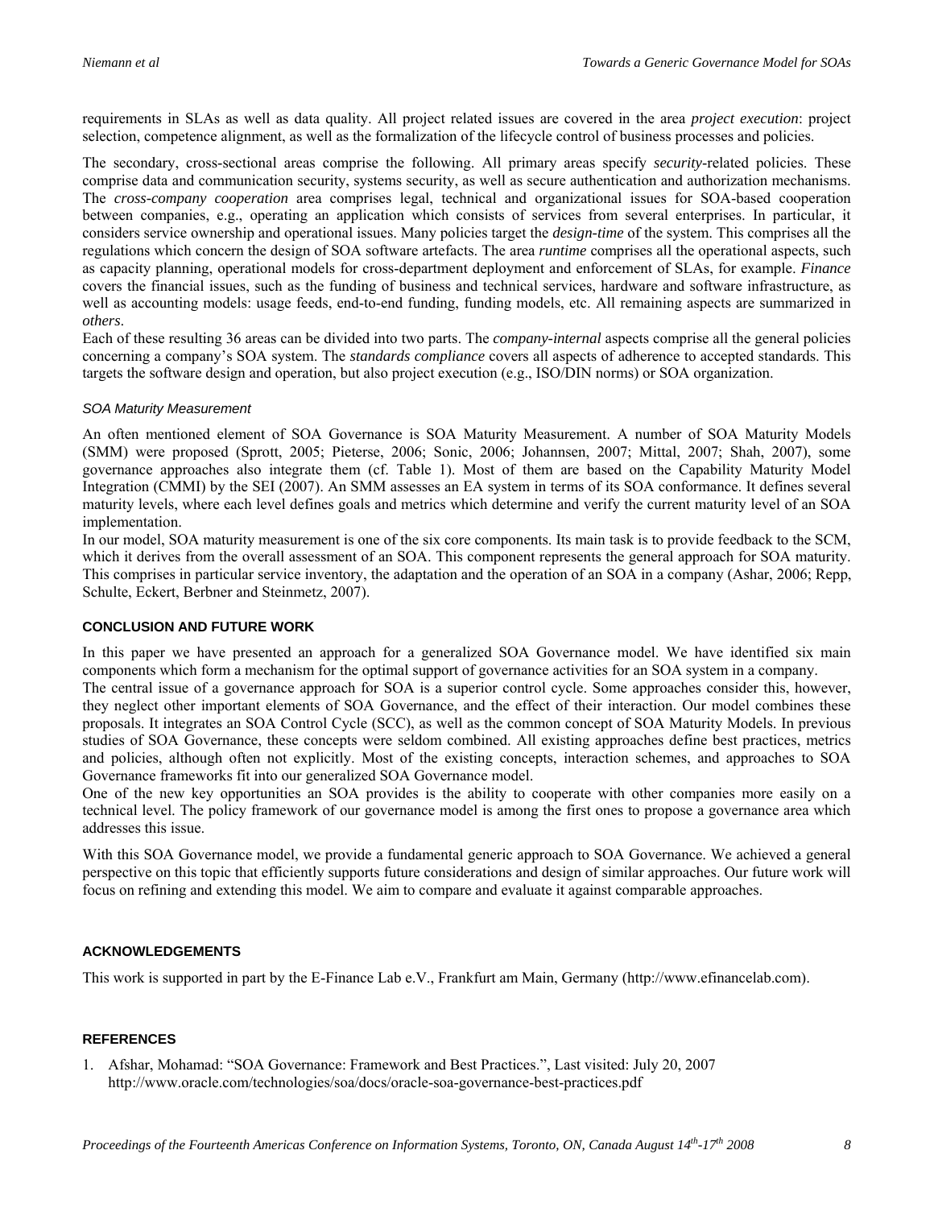requirements in SLAs as well as data quality. All project related issues are covered in the area *project execution*: project selection, competence alignment, as well as the formalization of the lifecycle control of business processes and policies.

The secondary, cross-sectional areas comprise the following. All primary areas specify *security*-related policies. These comprise data and communication security, systems security, as well as secure authentication and authorization mechanisms. The *cross-company cooperation* area comprises legal, technical and organizational issues for SOA-based cooperation between companies, e.g., operating an application which consists of services from several enterprises. In particular, it considers service ownership and operational issues. Many policies target the *design-time* of the system. This comprises all the regulations which concern the design of SOA software artefacts. The area *runtime* comprises all the operational aspects, such as capacity planning, operational models for cross-department deployment and enforcement of SLAs, for example. *Finance* covers the financial issues, such as the funding of business and technical services, hardware and software infrastructure, as well as accounting models: usage feeds, end-to-end funding, funding models, etc. All remaining aspects are summarized in *others*.

Each of these resulting 36 areas can be divided into two parts. The *company-internal* aspects comprise all the general policies concerning a company's SOA system. The *standards compliance* covers all aspects of adherence to accepted standards. This targets the software design and operation, but also project execution (e.g., ISO/DIN norms) or SOA organization.

### *SOA Maturity Measurement*

An often mentioned element of SOA Governance is SOA Maturity Measurement. A number of SOA Maturity Models (SMM) were proposed (Sprott, 2005; Pieterse, 2006; Sonic, 2006; Johannsen, 2007; Mittal, 2007; Shah, 2007), some governance approaches also integrate them (cf. Table 1). Most of them are based on the Capability Maturity Model Integration (CMMI) by the SEI (2007). An SMM assesses an EA system in terms of its SOA conformance. It defines several maturity levels, where each level defines goals and metrics which determine and verify the current maturity level of an SOA implementation.

In our model, SOA maturity measurement is one of the six core components. Its main task is to provide feedback to the SCM, which it derives from the overall assessment of an SOA. This component represents the general approach for SOA maturity. This comprises in particular service inventory, the adaptation and the operation of an SOA in a company (Ashar, 2006; Repp, Schulte, Eckert, Berbner and Steinmetz, 2007).

## CONCLUSION AND FUTURE WORK

In this paper we have presented an approach for a generalized SOA Governance model. We have identified six main components which form a mechanism for the optimal support of governance activities for an SOA system in a company.

The central issue of a governance approach for SOA is a superior control cycle. Some approaches consider this, however, they neglect other important elements of SOA Governance, and the effect of their interaction. Our model combines these proposals. It integrates an SOA Control Cycle (SCC), as well as the common concept of SOA Maturity Models. In previous studies of SOA Governance, these concepts were seldom combined. All existing approaches define best practices, metrics and policies, although often not explicitly. Most of the existing concepts, interaction schemes, and approaches to SOA Governance frameworks fit into our generalized SOA Governance model.

One of the new key opportunities an SOA provides is the ability to cooperate with other companies more easily on a technical level. The policy framework of our governance model is among the first ones to propose a governance area which addresses this issue.

With this SOA Governance model, we provide a fundamental generic approach to SOA Governance. We achieved a general perspective on this topic that efficiently supports future considerations and design of similar approaches. Our future work will focus on refining and extending this model. We aim to compare and evaluate it against comparable approaches.

## ACKNOWLEDGEMENTS

This work is supported in part by the E-Finance Lab e.V., Frankfurt am Main, Germany (http://www.efinancelab.com).

## REFERENCES

1. Afshar, Mohamad: "SOA Governance: Framework and Best Practices.", Last visited: July 20, 2007 http://www.oracle.com/technologies/soa/docs/oracle-soa-governance-best-practices.pdf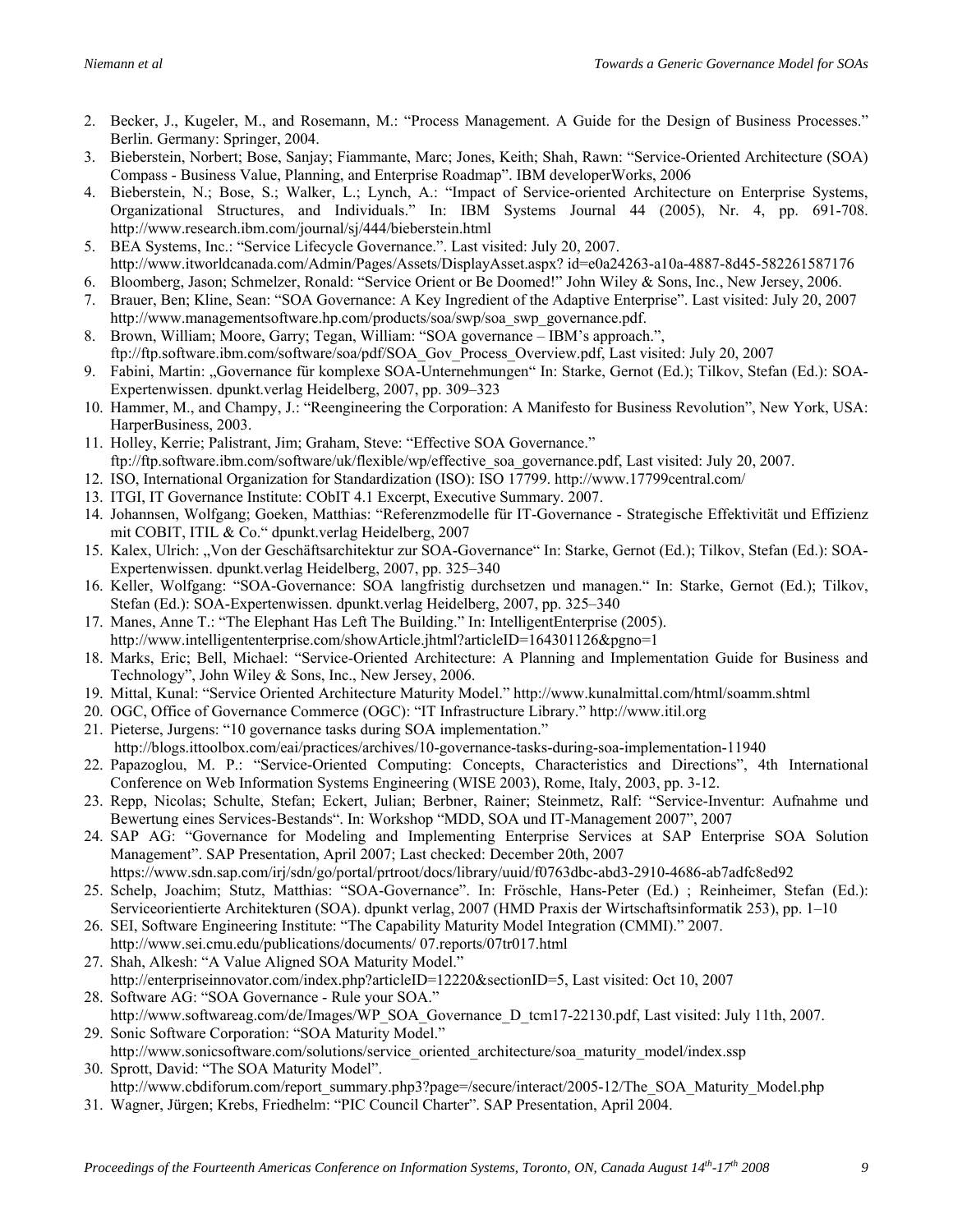2. Becker, J., Kugeler, M., and Rosemann, M.: "Process Management. A Guide for the Design of Business Processes." Berlin. Germany: Springer, 2004.
3. Bieberstein, Norbert; Bose, Sanjay; Fiammante, Marc; Jones, Keith; Shah, Rawn: "Service-Oriented Architecture (SOA) Compass - Business Value, Planning, and Enterprise Roadmap". IBM developerWorks, 2006
4. Bieberstein, N.; Bose, S.; Walker, L.; Lynch, A.: "Impact of Service-oriented Architecture on Enterprise Systems, Organizational Structures, and Individuals." In: IBM Systems Journal 44 (2005), Nr. 4, pp. 691-708. http://www.research.ibm.com/journal/sj/444/bieberstein.html
5. BEA Systems, Inc.: "Service Lifecycle Governance.". Last visited: July 20, 2007. http://www.itworldcanada.com/Admin/Pages/Assets/DisplayAsset.aspx? id=e0a24263-a10a-4887-8d45-582261587176
6. Bloomberg, Jason; Schmelzer, Ronald: "Service Orient or Be Doomed!" John Wiley & Sons, Inc., New Jersey, 2006.
7. Brauer, Ben; Kline, Sean: "SOA Governance: A Key Ingredient of the Adaptive Enterprise". Last visited: July 20, 2007 http://www.managementsoftware.hp.com/products/soa/swp/soa_swp_governance.pdf.
8. Brown, William; Moore, Garry; Tegan, William: "SOA governance – IBM's approach.", ftp://ftp.software.ibm.com/software/soa/pdf/SOA_Gov_Process_Overview.pdf, Last visited: July 20, 2007
9. Fabini, Martin: „Governance für komplexe SOA-Unternehmungen" In: Starke, Gernot (Ed.); Tilkov, Stefan (Ed.): SOA-Expertenwissen. dpunkt.verlag Heidelberg, 2007, pp. 309–323
10. Hammer, M., and Champy, J.: "Reengineering the Corporation: A Manifesto for Business Revolution", New York, USA: HarperBusiness, 2003.
11. Holley, Kerrie; Palistrant, Jim; Graham, Steve: "Effective SOA Governance." ftp://ftp.software.ibm.com/software/uk/flexible/wp/effective_soa_governance.pdf, Last visited: July 20, 2007.
12. ISO, International Organization for Standardization (ISO): ISO 17799. http://www.17799central.com/
13. ITGI, IT Governance Institute: CObIT 4.1 Excerpt, Executive Summary. 2007.
14. Johannsen, Wolfgang; Goeken, Matthias: "Referenzmodelle für IT-Governance - Strategische Effektivität und Effizienz mit COBIT, ITIL & Co." dpunkt.verlag Heidelberg, 2007
15. Kalex, Ulrich: „Von der Geschäftsarchitektur zur SOA-Governance" In: Starke, Gernot (Ed.); Tilkov, Stefan (Ed.): SOA-Expertenwissen. dpunkt.verlag Heidelberg, 2007, pp. 325–340
16. Keller, Wolfgang: "SOA-Governance: SOA langfristig durchsetzen und managen." In: Starke, Gernot (Ed.); Tilkov, Stefan (Ed.): SOA-Expertenwissen. dpunkt.verlag Heidelberg, 2007, pp. 325–340
17. Manes, Anne T.: "The Elephant Has Left The Building." In: IntelligentEnterprise (2005). http://www.intelligententerprise.com/showArticle.jhtml?articleID=164301126&pgno=1
18. Marks, Eric; Bell, Michael: "Service-Oriented Architecture: A Planning and Implementation Guide for Business and Technology", John Wiley & Sons, Inc., New Jersey, 2006.
19. Mittal, Kunal: "Service Oriented Architecture Maturity Model." http://www.kunalmittal.com/html/soamm.shtml
20. OGC, Office of Governance Commerce (OGC): "IT Infrastructure Library." http://www.itil.org
21. Pieterse, Jurgens: "10 governance tasks during SOA implementation." http://blogs.ittoolbox.com/eai/practices/archives/10-governance-tasks-during-soa-implementation-11940
22. Papazoglou, M. P.: "Service-Oriented Computing: Concepts, Characteristics and Directions", 4th International Conference on Web Information Systems Engineering (WISE 2003), Rome, Italy, 2003, pp. 3-12.
23. Repp, Nicolas; Schulte, Stefan; Eckert, Julian; Berbner, Rainer; Steinmetz, Ralf: "Service-Inventur: Aufnahme und Bewertung eines Services-Bestands". In: Workshop "MDD, SOA und IT-Management 2007", 2007
24. SAP AG: "Governance for Modeling and Implementing Enterprise Services at SAP Enterprise SOA Solution Management". SAP Presentation, April 2007; Last checked: December 20th, 2007 https://www.sdn.sap.com/irj/sdn/go/portal/prtroot/docs/library/uuid/f0763dbc-abd3-2910-4686-ab7adfc8ed92
25. Schelp, Joachim; Stutz, Matthias: "SOA-Governance". In: Fröschle, Hans-Peter (Ed.) ; Reinheimer, Stefan (Ed.): Serviceorientierte Architekturen (SOA). dpunkt verlag, 2007 (HMD Praxis der Wirtschaftsinformatik 253), pp. 1–10
26. SEI, Software Engineering Institute: "The Capability Maturity Model Integration (CMMI)." 2007. http://www.sei.cmu.edu/publications/documents/ 07.reports/07tr017.html
27. Shah, Alkesh: "A Value Aligned SOA Maturity Model." http://enterpriseinnovator.com/index.php?articleID=12220&sectionID=5, Last visited: Oct 10, 2007
28. Software AG: "SOA Governance - Rule your SOA." http://www.softwareag.com/de/Images/WP_SOA_Governance_D_tcm17-22130.pdf, Last visited: July 11th, 2007.
29. Sonic Software Corporation: "SOA Maturity Model." http://www.sonicsoftware.com/solutions/service_oriented_architecture/soa_maturity_model/index.ssp
30. Sprott, David: "The SOA Maturity Model". http://www.cbdiforum.com/report_summary.php3?page=/secure/interact/2005-12/The_SOA_Maturity_Model.php
31. Wagner, Jürgen; Krebs, Friedhelm: "PIC Council Charter". SAP Presentation, April 2004.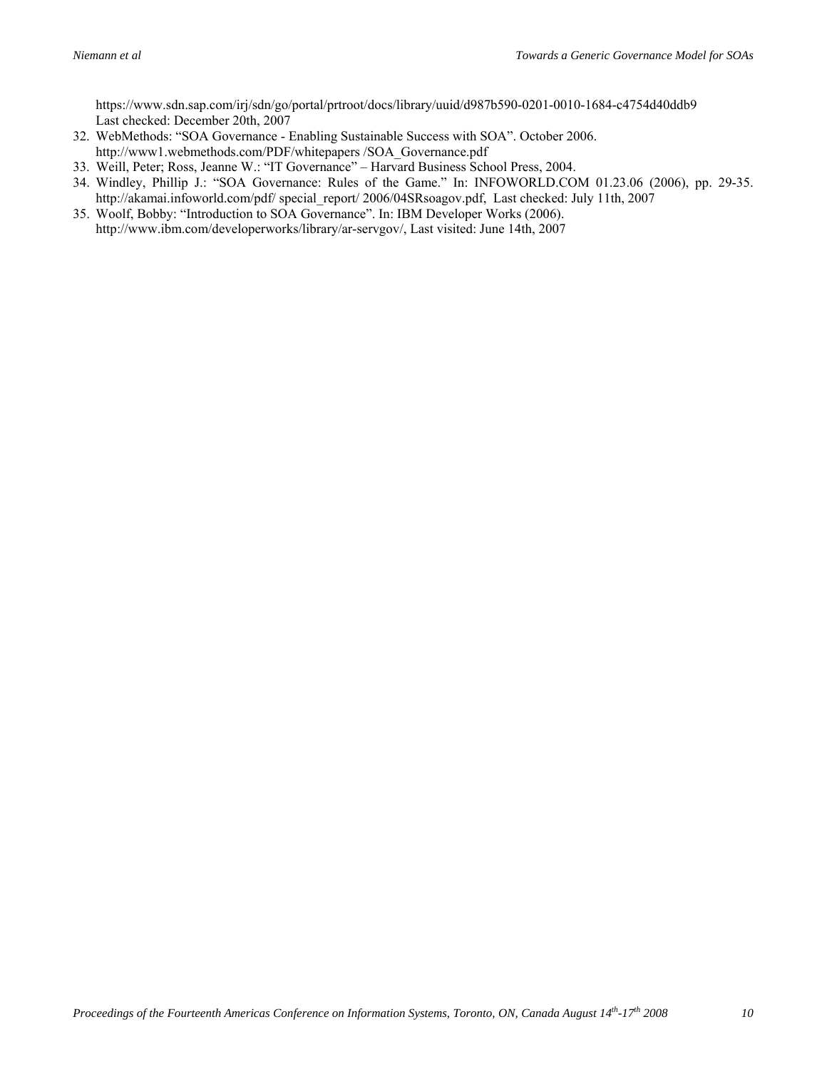https://www.sdn.sap.com/irj/sdn/go/portal/prtroot/docs/library/uuid/d987b590-0201-0010-1684-c4754d40ddb9 Last checked: December 20th, 2007

32. WebMethods: "SOA Governance - Enabling Sustainable Success with SOA". October 2006. http://www1.webmethods.com/PDF/whitepapers /SOA_Governance.pdf
33. Weill, Peter; Ross, Jeanne W.: "IT Governance" – Harvard Business School Press, 2004.
34. Windley, Phillip J.: "SOA Governance: Rules of the Game." In: INFOWORLD.COM 01.23.06 (2006), pp. 29-35. http://akamai.infoworld.com/pdf/ special_report/ 2006/04SRsoagov.pdf, Last checked: July 11th, 2007
35. Woolf, Bobby: "Introduction to SOA Governance". In: IBM Developer Works (2006). http://www.ibm.com/developerworks/library/ar-servgov/, Last visited: June 14th, 2007